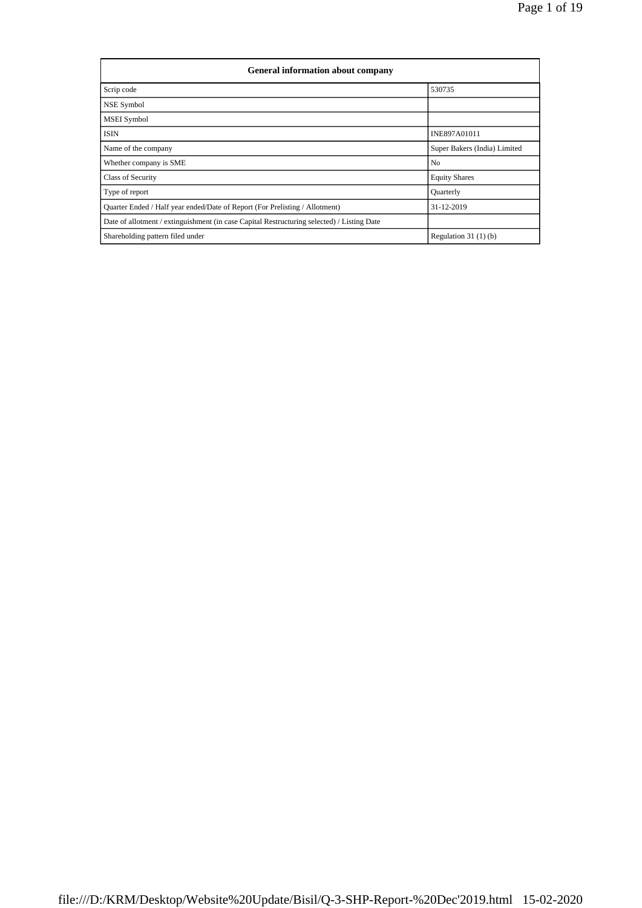| General information about company | |
|---|---|
| Scrip code | 530735 |
| NSE Symbol | |
| MSEI Symbol | |
| ISIN | INE897A01011 |
| Name of the company | Super Bakers (India) Limited |
| Whether company is SME | No |
| Class of Security | Equity Shares |
| Type of report | Quarterly |
| Quarter Ended / Half year ended/Date of Report (For Prelisting / Allotment) | 31-12-2019 |
| Date of allotment / extinguishment (in case Capital Restructuring selected) / Listing Date | |
| Shareholding pattern filed under | Regulation 31 (1) (b) |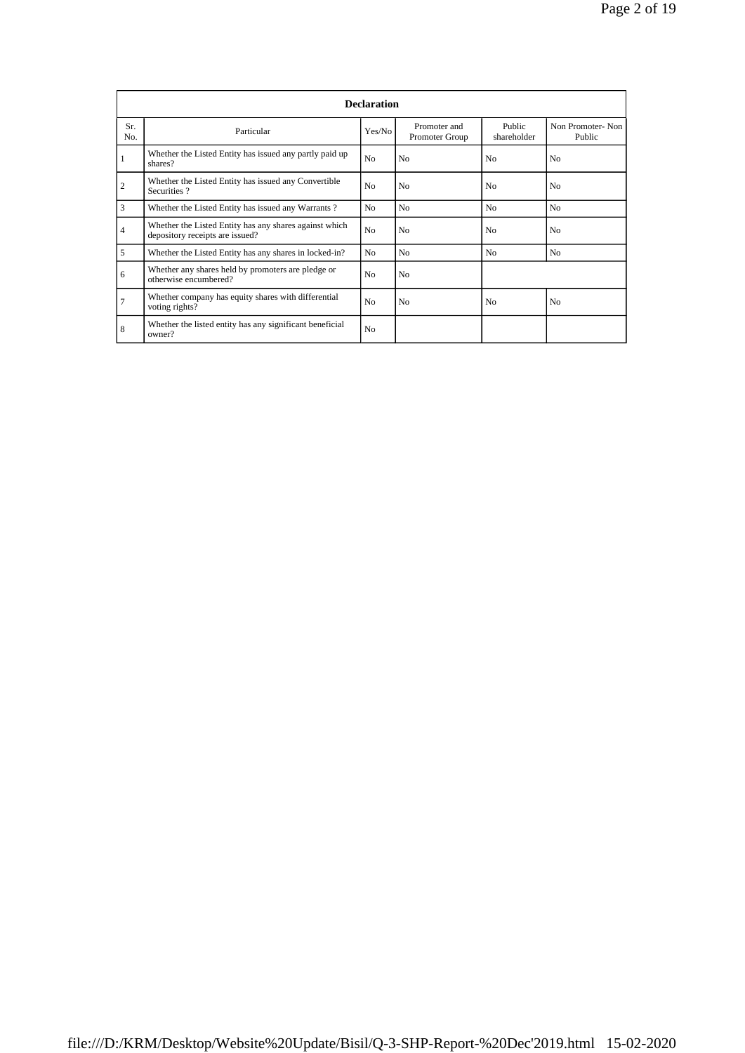| Declaration | | | | | |
|---|---|---|---|---|---|
| Sr. No. | Particular | Yes/No | Promoter and Promoter Group | Public shareholder | Non Promoter- Non Public |
| 1 | Whether the Listed Entity has issued any partly paid up shares? | No | No | No | No |
| 2 | Whether the Listed Entity has issued any Convertible Securities ? | No | No | No | No |
| 3 | Whether the Listed Entity has issued any Warrants ? | No | No | No | No |
| 4 | Whether the Listed Entity has any shares against which depository receipts are issued? | No | No | No | No |
| 5 | Whether the Listed Entity has any shares in locked-in? | No | No | No | No |
| 6 | Whether any shares held by promoters are pledge or otherwise encumbered? | No | No | | |
| 7 | Whether company has equity shares with differential voting rights? | No | No | No | No |
| 8 | Whether the listed entity has any significant beneficial owner? | No | | | |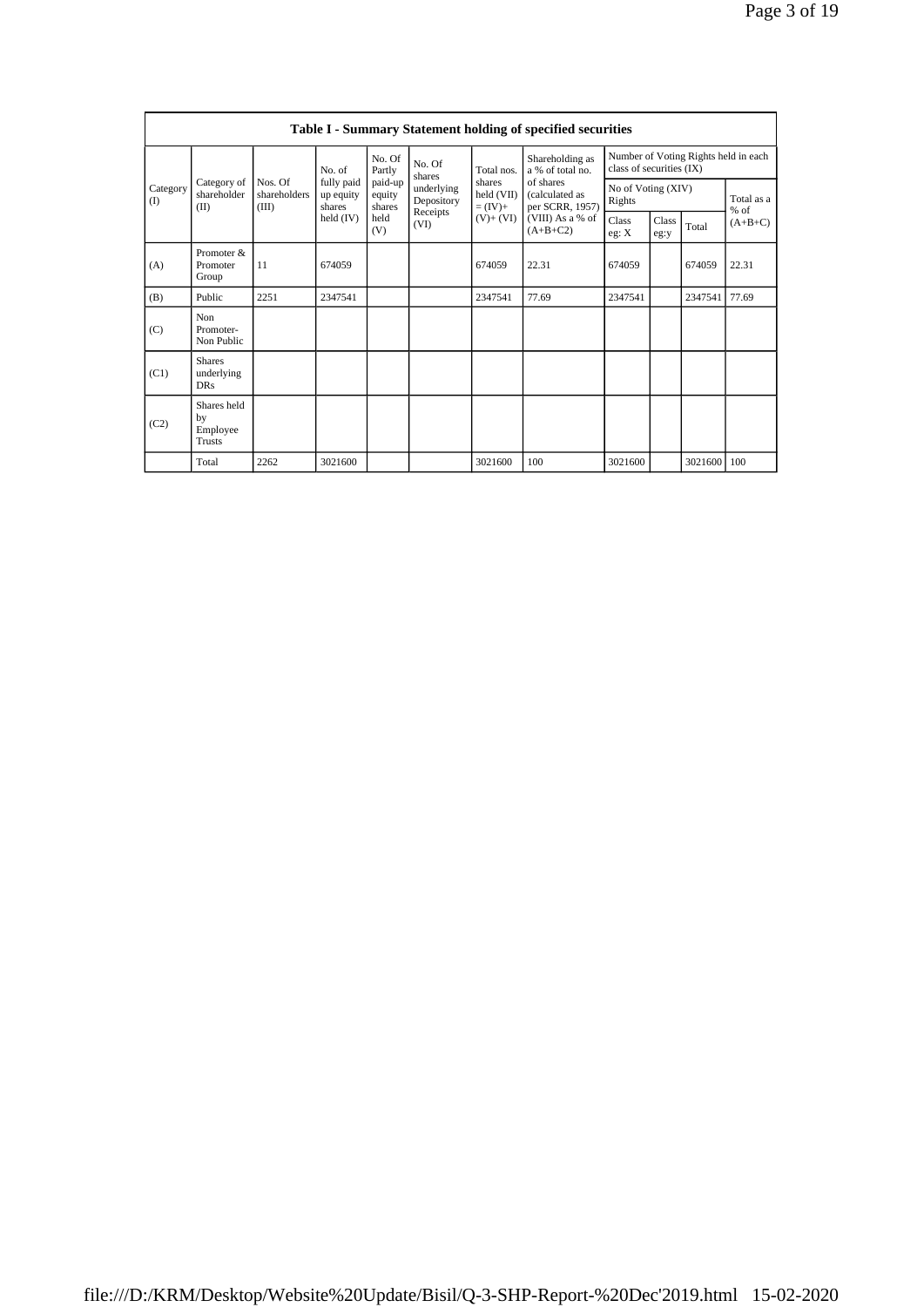## Table I - Summary Statement holding of specified securities

| Category (I) | Category of shareholder (II) | Nos. Of shareholders (III) | No. of fully paid up equity shares held (IV) | No. Of Partly paid-up equity shares held (V) | No. Of shares underlying Depository Receipts (VI) | Total nos. shares held (VII) = (IV)+ (V)+ (VI) | Shareholding as a % of total no. of shares (calculated as per SCRR, 1957) (VIII) As a % of (A+B+C2) | Number of Voting Rights held in each class of securities (IX) | | | |
|---|---|---|---|---|---|---|---|---|---|---|---|
| | | | | | | | | No of Voting (XIV) Rights | | | Total as a % of (A+B+C) |
| | | | | | | | | Class eg: X | Class eg:y | Total | |
| (A) | Promoter & Promoter Group | 11 | 674059 | | | 674059 | 22.31 | 674059 | | 674059 | 22.31 |
| (B) | Public | 2251 | 2347541 | | | 2347541 | 77.69 | 2347541 | | 2347541 | 77.69 |
| (C) | Non Promoter- Non Public | | | | | | | | | | |
| (C1) | Shares underlying DRs | | | | | | | | | | |
| (C2) | Shares held by Employee Trusts | | | | | | | | | | |
| | Total | 2262 | 3021600 | | | 3021600 | 100 | 3021600 | | 3021600 | 100 |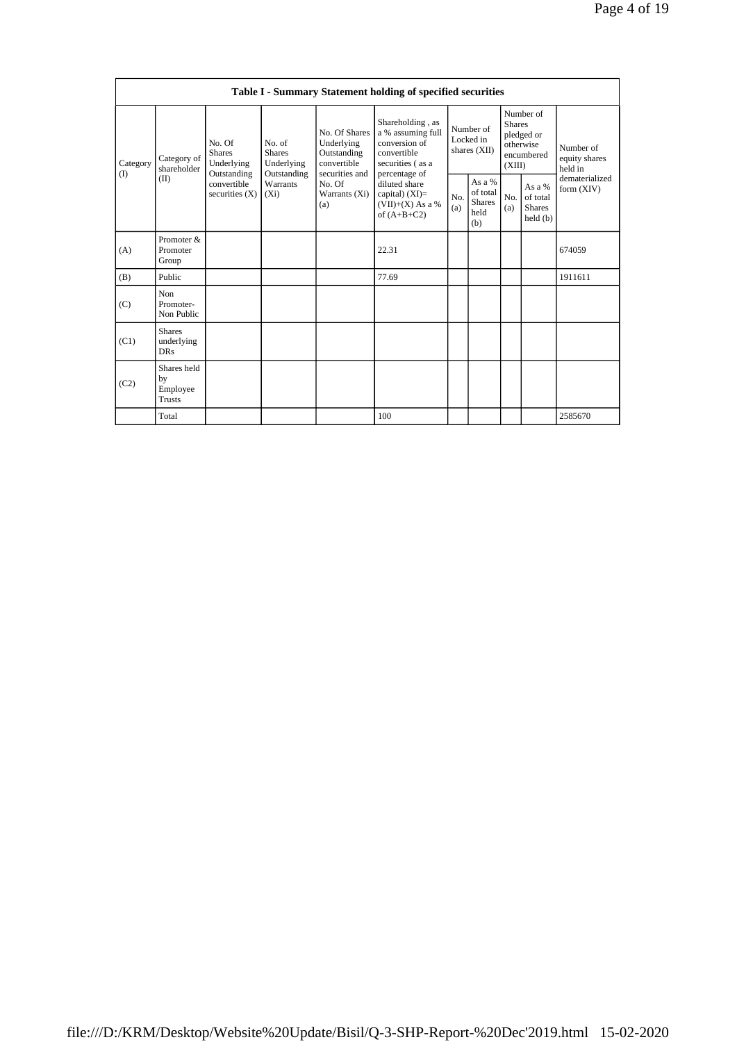**Table I - Summary Statement holding of specified securities**

| Category (I) | Category of shareholder (II) | No. Of Shares Underlying Outstanding convertible securities (X) | No. of Shares Underlying Outstanding Warrants (Xi) | No. Of Shares Underlying Outstanding convertible securities and No. Of Warrants (Xi) (a) | Shareholding , as a % assuming full conversion of convertible securities ( as a percentage of diluted share capital) (XI)= (VII)+(X) As a % of (A+B+C2) | Number of Locked in shares (XII) | | Number of Shares pledged or otherwise encumbered (XIII) | | Number of equity shares held in dematerialized form (XIV) |
|---|---|---|---|---|---|---|---|---|---|---|
| | | | | | | No. (a) | As a % of total Shares held (b) | No. (a) | As a % of total Shares held (b) | |
| (A) | Promoter & Promoter Group | | | | 22.31 | | | | | 674059 |
| (B) | Public | | | | 77.69 | | | | | 1911611 |
| (C) | Non Promoter- Non Public | | | | | | | | | |
| (C1) | Shares underlying DRs | | | | | | | | | |
| (C2) | Shares held by Employee Trusts | | | | | | | | | |
| | Total | | | | 100 | | | | | 2585670 |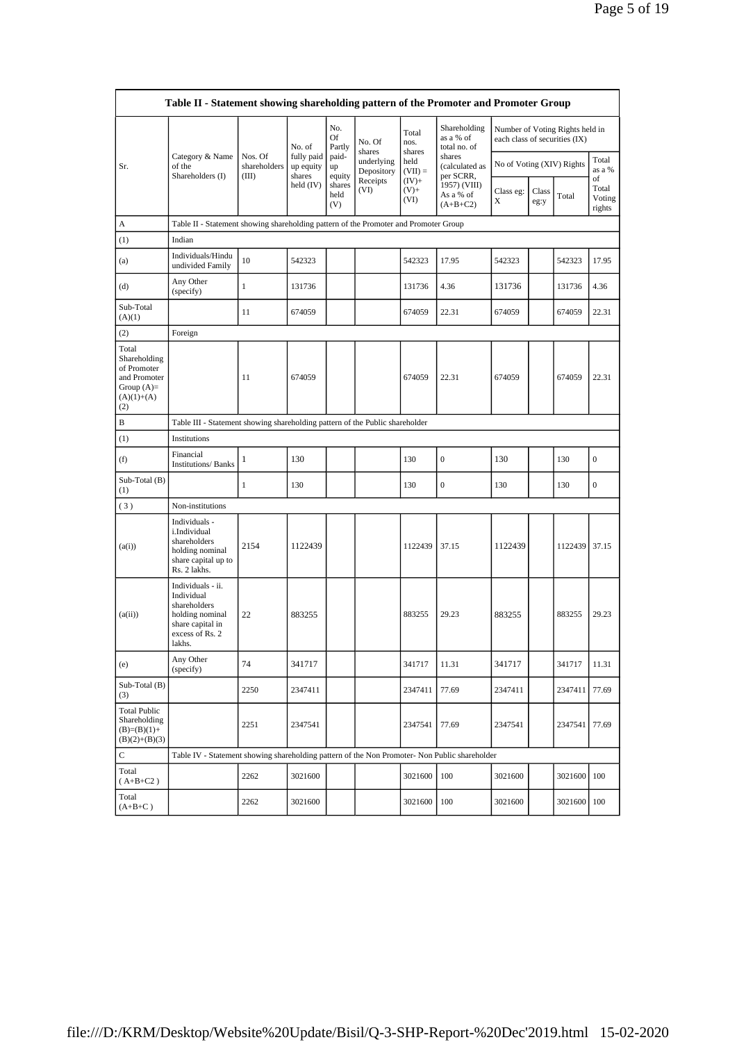| Table II - Statement showing shareholding pattern of the Promoter and Promoter Group | | | | | | | | | | | |
|---|---|---|---|---|---|---|---|---|---|---|---|
| Sr. | Category & Name of the Shareholders (I) | Nos. Of shareholders (III) | No. of fully paid up equity shares held (IV) | No. Of Partly paid-up equity shares held (V) | No. Of shares underlying Depository Receipts (VI) | Total nos. shares held (VII) = (IV)+ (V)+ (VI) | Shareholding as a % of total no. of shares (calculated as per SCRR, 1957) (VIII) As a % of (A+B+C2) | Number of Voting Rights held in each class of securities (IX) | | | |
| | | | | | | | | No of Voting (XIV) Rights | | | Total as a % of Total Voting rights |
| | | | | | | | | Class eg: X | Class eg:y | Total | |
| A | Table II - Statement showing shareholding pattern of the Promoter and Promoter Group | | | | | | | | | | |
| (1) | Indian | | | | | | | | | | |
| (a) | Individuals/Hindu undivided Family | 10 | 542323 | | | 542323 | 17.95 | 542323 | | 542323 | 17.95 |
| (d) | Any Other (specify) | 1 | 131736 | | | 131736 | 4.36 | 131736 | | 131736 | 4.36 |
| Sub-Total (A)(1) | | 11 | 674059 | | | 674059 | 22.31 | 674059 | | 674059 | 22.31 |
| (2) | Foreign | | | | | | | | | | |
| Total Shareholding of Promoter and Promoter Group (A)=(A)(1)+(A)(2) | | 11 | 674059 | | | 674059 | 22.31 | 674059 | | 674059 | 22.31 |
| B | Table III - Statement showing shareholding pattern of the Public shareholder | | | | | | | | | | |
| (1) | Institutions | | | | | | | | | | |
| (f) | Financial Institutions/ Banks | 1 | 130 | | | 130 | 0 | 130 | | 130 | 0 |
| Sub-Total (B)(1) | | 1 | 130 | | | 130 | 0 | 130 | | 130 | 0 |
| (3) | Non-institutions | | | | | | | | | | |
| (a(i)) | Individuals - i.Individual shareholders holding nominal share capital up to Rs. 2 lakhs. | 2154 | 1122439 | | | 1122439 | 37.15 | 1122439 | | 1122439 | 37.15 |
| (a(ii)) | Individuals - ii. Individual shareholders holding nominal share capital in excess of Rs. 2 lakhs. | 22 | 883255 | | | 883255 | 29.23 | 883255 | | 883255 | 29.23 |
| (e) | Any Other (specify) | 74 | 341717 | | | 341717 | 11.31 | 341717 | | 341717 | 11.31 |
| Sub-Total (B)(3) | | 2250 | 2347411 | | | 2347411 | 77.69 | 2347411 | | 2347411 | 77.69 |
| Total Public Shareholding (B)=(B)(1)+(B)(2)+(B)(3) | | 2251 | 2347541 | | | 2347541 | 77.69 | 2347541 | | 2347541 | 77.69 |
| C | Table IV - Statement showing shareholding pattern of the Non Promoter- Non Public shareholder | | | | | | | | | | |
| Total (A+B+C2) | | 2262 | 3021600 | | | 3021600 | 100 | 3021600 | | 3021600 | 100 |
| Total (A+B+C) | | 2262 | 3021600 | | | 3021600 | 100 | 3021600 | | 3021600 | 100 |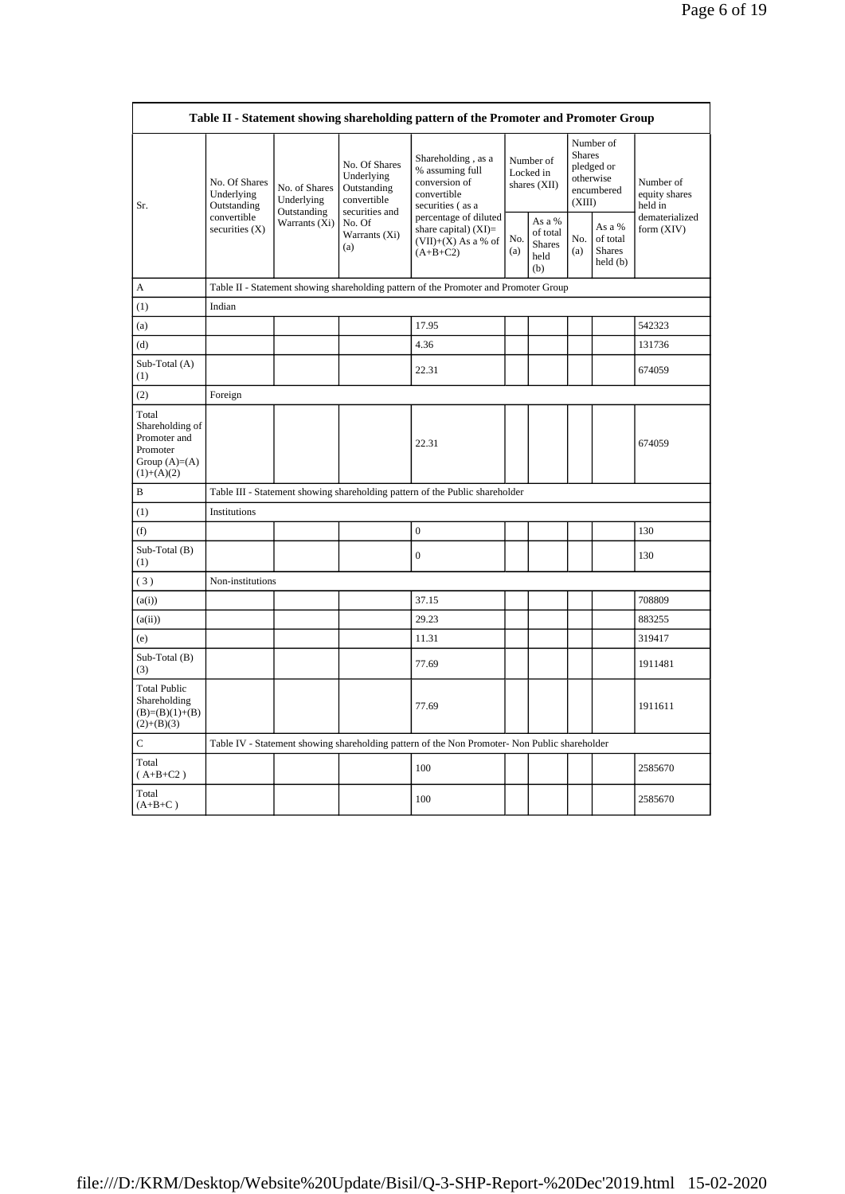| Table II - Statement showing shareholding pattern of the Promoter and Promoter Group | | | | | | | | | |
|---|---|---|---|---|---|---|---|---|---|
| Sr. | No. Of Shares Underlying Outstanding convertible securities (X) | No. of Shares Underlying Outstanding Warrants (Xi) | No. Of Shares Underlying Outstanding convertible securities and No. Of Warrants (Xi) (a) | Shareholding , as a % assuming full conversion of convertible securities ( as a percentage of diluted share capital) (XI)= (VII)+(X) As a % of (A+B+C2) | Number of Locked in shares (XII) | | Number of Shares pledged or otherwise encumbered (XIII) | | Number of equity shares held in dematerialized form (XIV) |
| | | | | | No. (a) | As a % of total Shares held (b) | No. (a) | As a % of total Shares held (b) | |
| A | Table II - Statement showing shareholding pattern of the Promoter and Promoter Group | | | | | | | | |
| (1) | Indian | | | | | | | | |
| (a) | | | | 17.95 | | | | | 542323 |
| (d) | | | | 4.36 | | | | | 131736 |
| Sub-Total (A) (1) | | | | 22.31 | | | | | 674059 |
| (2) | Foreign | | | | | | | | |
| Total Shareholding of Promoter and Promoter Group (A)=(A)(1)+(A)(2) | | | | 22.31 | | | | | 674059 |
| B | Table III - Statement showing shareholding pattern of the Public shareholder | | | | | | | | |
| (1) | Institutions | | | | | | | | |
| (f) | | | | 0 | | | | | 130 |
| Sub-Total (B) (1) | | | | 0 | | | | | 130 |
| ( 3 ) | Non-institutions | | | | | | | | |
| (a(i)) | | | | 37.15 | | | | | 708809 |
| (a(ii)) | | | | 29.23 | | | | | 883255 |
| (e) | | | | 11.31 | | | | | 319417 |
| Sub-Total (B) (3) | | | | 77.69 | | | | | 1911481 |
| Total Public Shareholding (B)=(B)(1)+(B)(2)+(B)(3) | | | | 77.69 | | | | | 1911611 |
| C | Table IV - Statement showing shareholding pattern of the Non Promoter- Non Public shareholder | | | | | | | | |
| Total ( A+B+C2 ) | | | | 100 | | | | | 2585670 |
| Total (A+B+C ) | | | | 100 | | | | | 2585670 |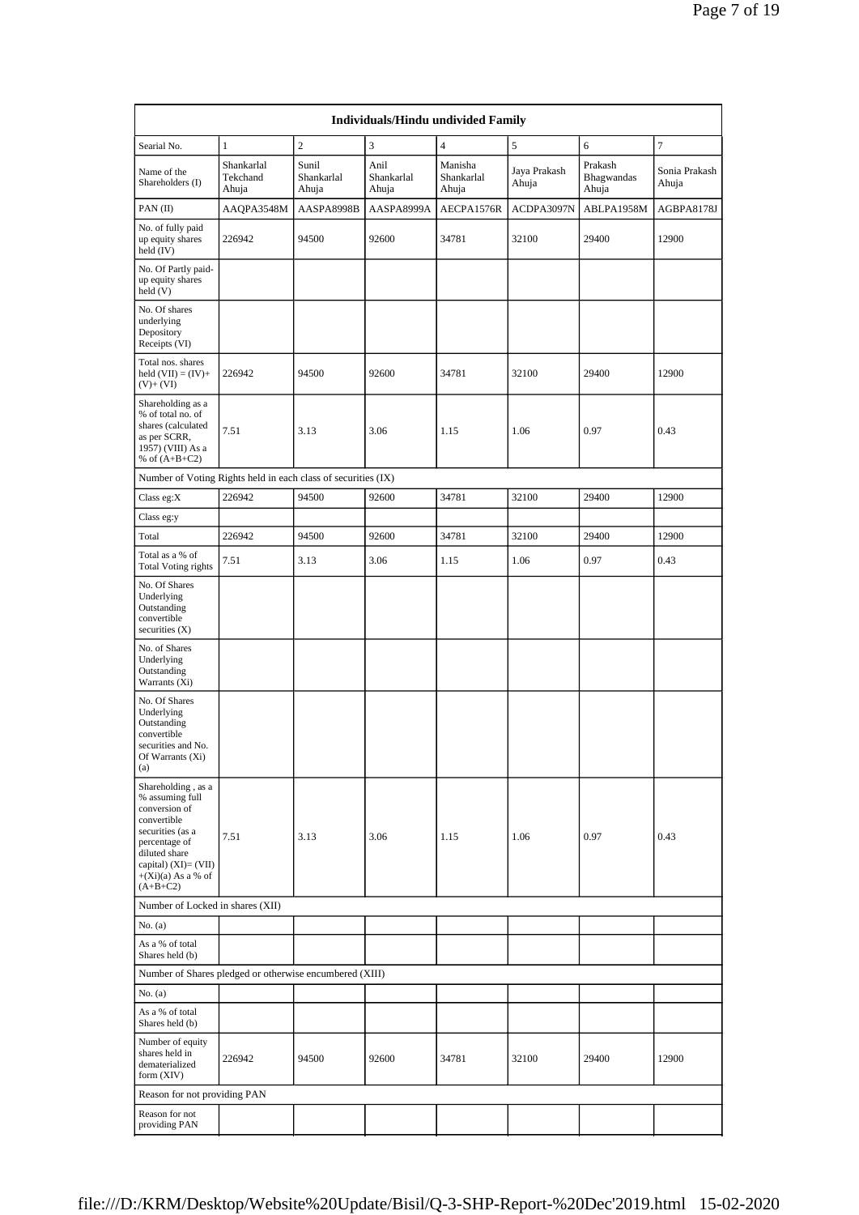| Individuals/Hindu undivided Family | | | | | | | |
|---|---|---|---|---|---|---|---|
| Searial No. | 1 | 2 | 3 | 4 | 5 | 6 | 7 |
| Name of the Shareholders (I) | Shankarlal Tekchand Ahuja | Sunil Shankarlal Ahuja | Anil Shankarlal Ahuja | Manisha Shankarlal Ahuja | Jaya Prakash Ahuja | Prakash Bhagwandas Ahuja | Sonia Prakash Ahuja |
| PAN (II) | AAQPA3548M | AASPA8998B | AASPA8999A | AECPA1576R | ACDPA3097N | ABLPA1958M | AGBPA8178J |
| No. of fully paid up equity shares held (IV) | 226942 | 94500 | 92600 | 34781 | 32100 | 29400 | 12900 |
| No. Of Partly paid-up equity shares held (V) | | | | | | | |
| No. Of shares underlying Depository Receipts (VI) | | | | | | | |
| Total nos. shares held (VII) = (IV)+(V)+ (VI) | 226942 | 94500 | 92600 | 34781 | 32100 | 29400 | 12900 |
| Shareholding as a % of total no. of shares (calculated as per SCRR, 1957) (VIII) As a % of (A+B+C2) | 7.51 | 3.13 | 3.06 | 1.15 | 1.06 | 0.97 | 0.43 |
| Number of Voting Rights held in each class of securities (IX) | | | | | | | |
| Class eg:X | 226942 | 94500 | 92600 | 34781 | 32100 | 29400 | 12900 |
| Class eg:y | | | | | | | |
| Total | 226942 | 94500 | 92600 | 34781 | 32100 | 29400 | 12900 |
| Total as a % of Total Voting rights | 7.51 | 3.13 | 3.06 | 1.15 | 1.06 | 0.97 | 0.43 |
| No. Of Shares Underlying Outstanding convertible securities (X) | | | | | | | |
| No. of Shares Underlying Outstanding Warrants (Xi) | | | | | | | |
| No. Of Shares Underlying Outstanding convertible securities and No. Of Warrants (Xi) (a) | | | | | | | |
| Shareholding , as a % assuming full conversion of convertible securities (as a percentage of diluted share capital) (XI)= (VII)+(Xi)(a) As a % of (A+B+C2) | 7.51 | 3.13 | 3.06 | 1.15 | 1.06 | 0.97 | 0.43 |
| Number of Locked in shares (XII) | | | | | | | |
| No. (a) | | | | | | | |
| As a % of total Shares held (b) | | | | | | | |
| Number of Shares pledged or otherwise encumbered (XIII) | | | | | | | |
| No. (a) | | | | | | | |
| As a % of total Shares held (b) | | | | | | | |
| Number of equity shares held in dematerialized form (XIV) | 226942 | 94500 | 92600 | 34781 | 32100 | 29400 | 12900 |
| Reason for not providing PAN | | | | | | | |
| Reason for not providing PAN | | | | | | | |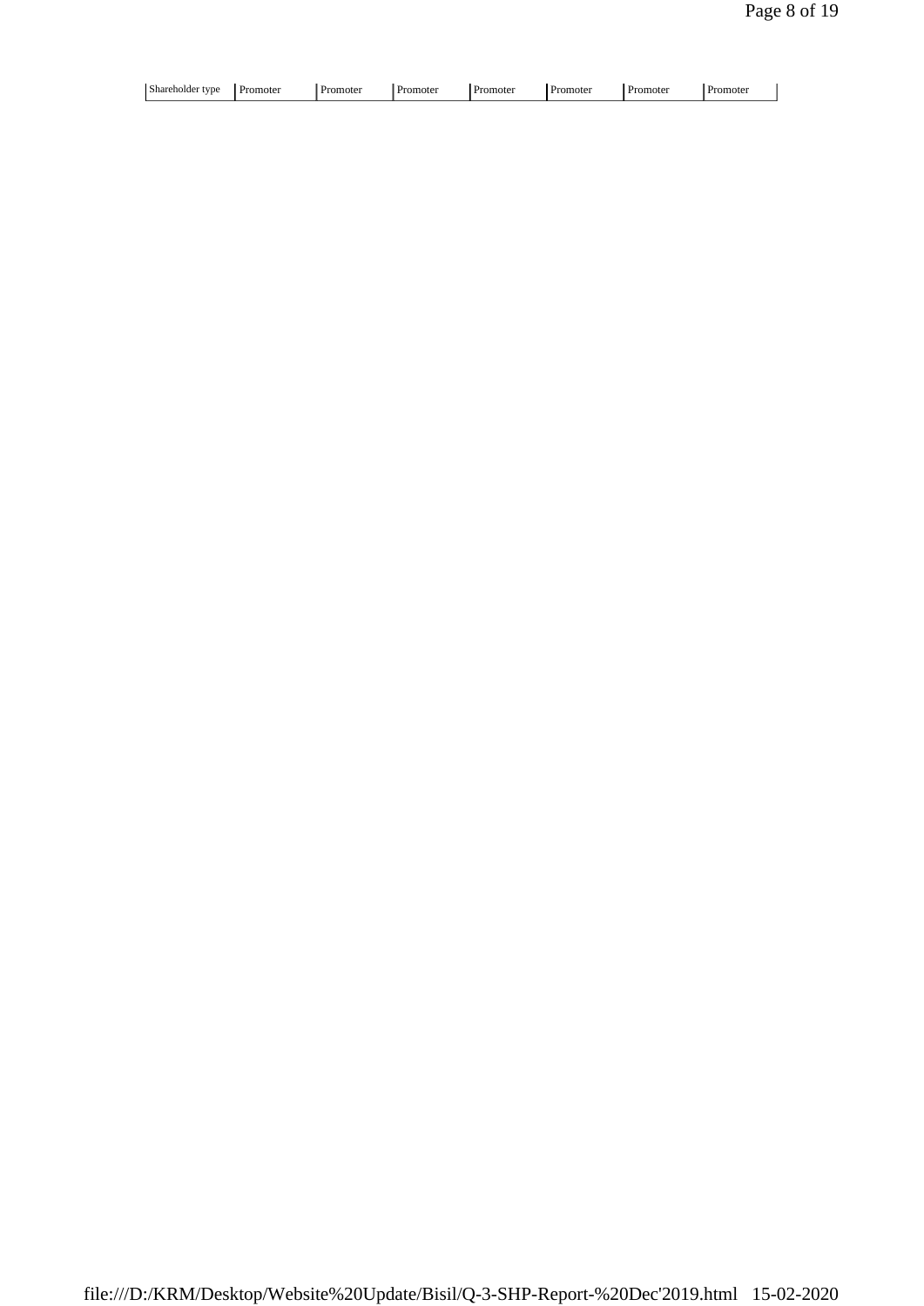| Shareholder type | Promoter | Promoter | Promoter | Promoter | Promoter | Promoter | Promoter |
|---|---|---|---|---|---|---|---|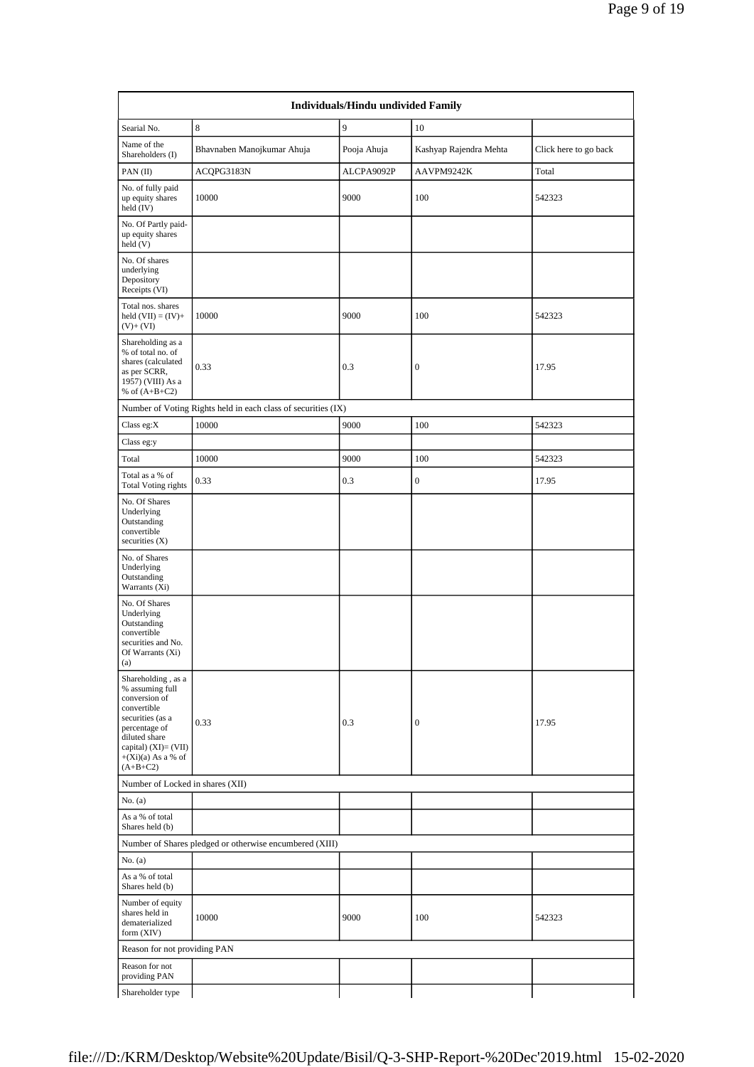| Individuals/Hindu undivided Family | | | | |
|---|---|---|---|---|
| Searial No. | 8 | 9 | 10 | |
| Name of the Shareholders (I) | Bhavnaben Manojkumar Ahuja | Pooja Ahuja | Kashyap Rajendra Mehta | Click here to go back |
| PAN (II) | ACQPG3183N | ALCPA9092P | AAVPM9242K | Total |
| No. of fully paid up equity shares held (IV) | 10000 | 9000 | 100 | 542323 |
| No. Of Partly paid-up equity shares held (V) | | | | |
| No. Of shares underlying Depository Receipts (VI) | | | | |
| Total nos. shares held (VII) = (IV)+ (V)+ (VI) | 10000 | 9000 | 100 | 542323 |
| Shareholding as a % of total no. of shares (calculated as per SCRR, 1957) (VIII) As a % of (A+B+C2) | 0.33 | 0.3 | 0 | 17.95 |
| Number of Voting Rights held in each class of securities (IX) | | | | |
| Class eg:X | 10000 | 9000 | 100 | 542323 |
| Class eg:y | | | | |
| Total | 10000 | 9000 | 100 | 542323 |
| Total as a % of Total Voting rights | 0.33 | 0.3 | 0 | 17.95 |
| No. Of Shares Underlying Outstanding convertible securities (X) | | | | |
| No. of Shares Underlying Outstanding Warrants (Xi) | | | | |
| No. Of Shares Underlying Outstanding convertible securities and No. Of Warrants (Xi) (a) | | | | |
| Shareholding , as a % assuming full conversion of convertible securities (as a percentage of diluted share capital) (XI)= (VII)+(Xi)(a) As a % of (A+B+C2) | 0.33 | 0.3 | 0 | 17.95 |
| Number of Locked in shares (XII) | | | | |
| No. (a) | | | | |
| As a % of total Shares held (b) | | | | |
| Number of Shares pledged or otherwise encumbered (XIII) | | | | |
| No. (a) | | | | |
| As a % of total Shares held (b) | | | | |
| Number of equity shares held in dematerialized form (XIV) | 10000 | 9000 | 100 | 542323 |
| Reason for not providing PAN | | | | |
| Reason for not providing PAN | | | | |
| Shareholder type | | | | |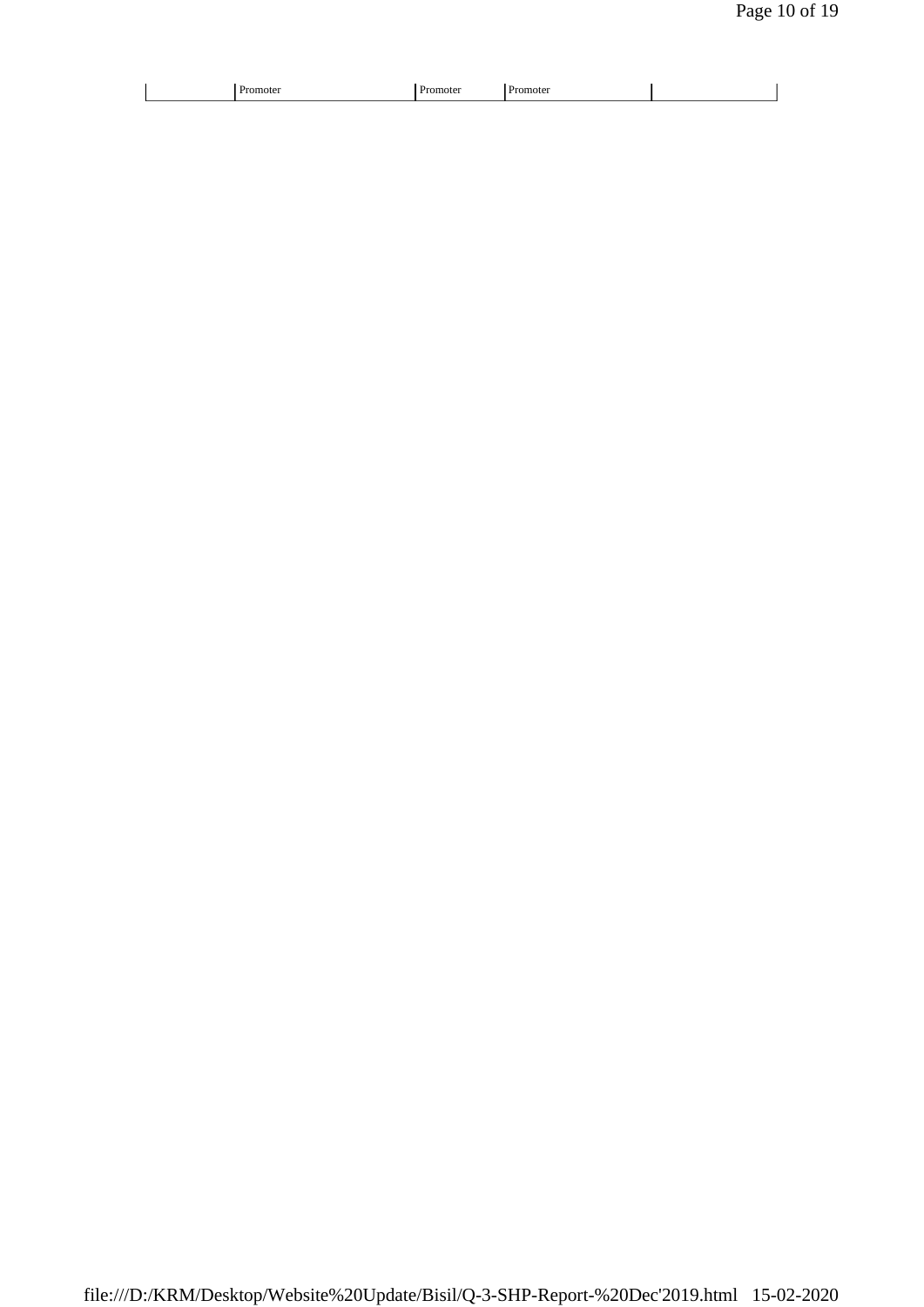| | Promoter | Promoter | Promoter | |
|---|---|---|---|---|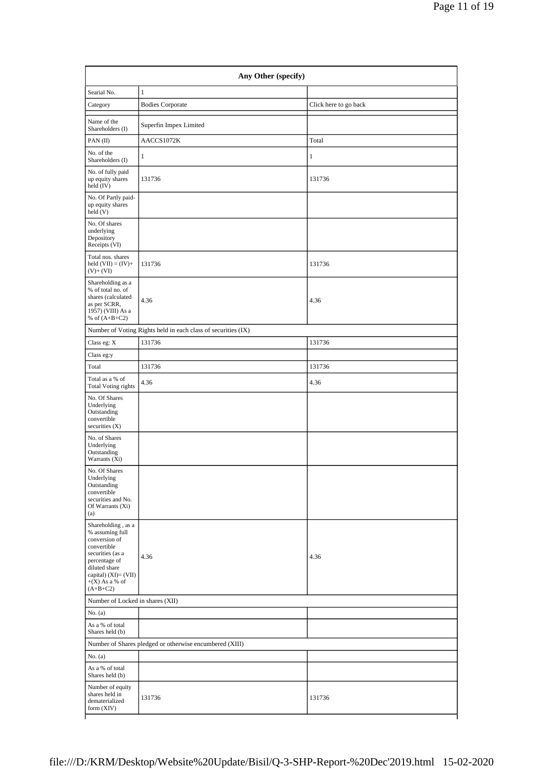| Any Other (specify) | | |
|---|---|---|
| Searial No. | 1 | |
| Category | Bodies Corporate | Click here to go back |
| Name of the Shareholders (I) | Superfin Impex Limited | |
| PAN (II) | AACCS1072K | Total |
| No. of the Shareholders (I) | 1 | 1 |
| No. of fully paid up equity shares held (IV) | 131736 | 131736 |
| No. Of Partly paid-up equity shares held (V) | | |
| No. Of shares underlying Depository Receipts (VI) | | |
| Total nos. shares held (VII) = (IV)+(V)+ (VI) | 131736 | 131736 |
| Shareholding as a % of total no. of shares (calculated as per SCRR, 1957) (VIII) As a % of (A+B+C2) | 4.36 | 4.36 |
| Number of Voting Rights held in each class of securities (IX) | | |
| Class eg: X | 131736 | 131736 |
| Class eg:y | | |
| Total | 131736 | 131736 |
| Total as a % of Total Voting rights | 4.36 | 4.36 |
| No. Of Shares Underlying Outstanding convertible securities (X) | | |
| No. of Shares Underlying Outstanding Warrants (Xi) | | |
| No. Of Shares Underlying Outstanding convertible securities and No. Of Warrants (Xi) (a) | | |
| Shareholding , as a % assuming full conversion of convertible securities (as a percentage of diluted share capital) (XI)= (VII)+(X) As a % of (A+B+C2) | 4.36 | 4.36 |
| Number of Locked in shares (XII) | | |
| No. (a) | | |
| As a % of total Shares held (b) | | |
| Number of Shares pledged or otherwise encumbered (XIII) | | |
| No. (a) | | |
| As a % of total Shares held (b) | | |
| Number of equity shares held in dematerialized form (XIV) | 131736 | 131736 |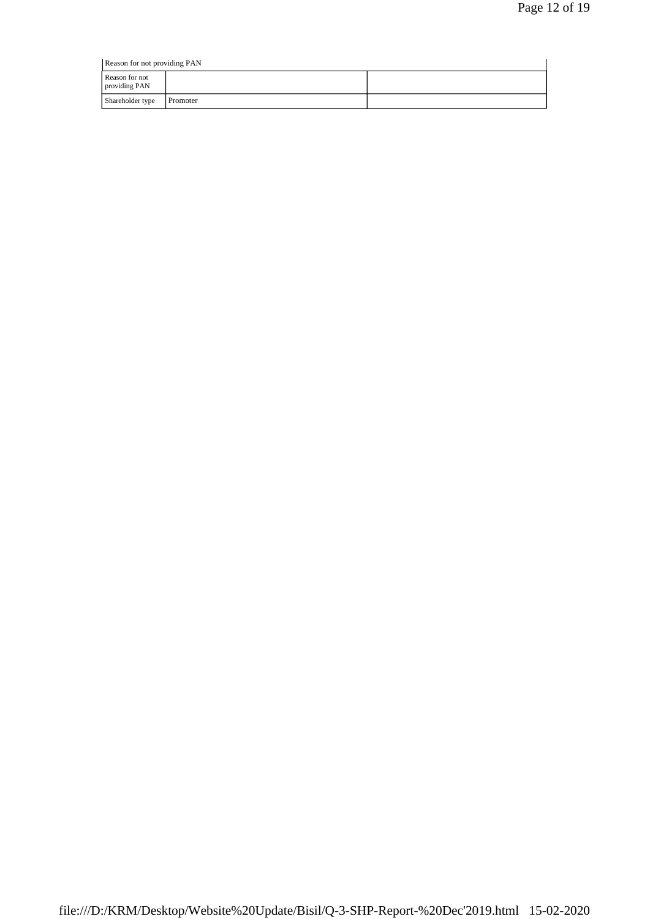| Reason for not providing PAN | | |
|---|---|---|
| Reason for not providing PAN | | |
| Shareholder type | Promoter | |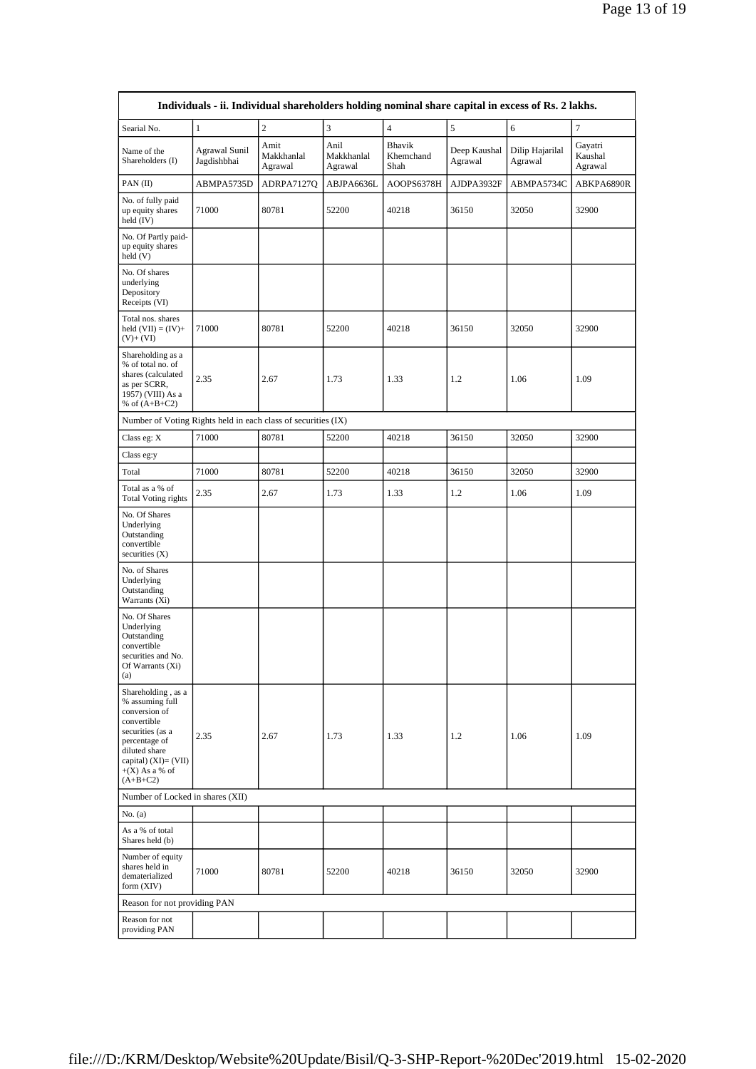| Individuals - ii. Individual shareholders holding nominal share capital in excess of Rs. 2 lakhs. | | | | | | | |
|---|---|---|---|---|---|---|---|
| Searial No. | 1 | 2 | 3 | 4 | 5 | 6 | 7 |
| Name of the Shareholders (I) | Agrawal Sunil Jagdishbhai | Amit Makkhanlal Agrawal | Anil Makkhanlal Agrawal | Bhavik Khemchand Shah | Deep Kaushal Agrawal | Dilip Hajarilal Agrawal | Gayatri Kaushal Agrawal |
| PAN (II) | ABMPA5735D | ADRPA7127Q | ABJPA6636L | AOOPS6378H | AJDPA3932F | ABMPA5734C | ABKPA6890R |
| No. of fully paid up equity shares held (IV) | 71000 | 80781 | 52200 | 40218 | 36150 | 32050 | 32900 |
| No. Of Partly paid-up equity shares held (V) | | | | | | | |
| No. Of shares underlying Depository Receipts (VI) | | | | | | | |
| Total nos. shares held (VII) = (IV)+(V)+ (VI) | 71000 | 80781 | 52200 | 40218 | 36150 | 32050 | 32900 |
| Shareholding as a % of total no. of shares (calculated as per SCRR, 1957) (VIII) As a % of (A+B+C2) | 2.35 | 2.67 | 1.73 | 1.33 | 1.2 | 1.06 | 1.09 |
| Number of Voting Rights held in each class of securities (IX) | | | | | | | |
| Class eg: X | 71000 | 80781 | 52200 | 40218 | 36150 | 32050 | 32900 |
| Class eg:y | | | | | | | |
| Total | 71000 | 80781 | 52200 | 40218 | 36150 | 32050 | 32900 |
| Total as a % of Total Voting rights | 2.35 | 2.67 | 1.73 | 1.33 | 1.2 | 1.06 | 1.09 |
| No. Of Shares Underlying Outstanding convertible securities (X) | | | | | | | |
| No. of Shares Underlying Outstanding Warrants (Xi) | | | | | | | |
| No. Of Shares Underlying Outstanding convertible securities and No. Of Warrants (Xi) (a) | | | | | | | |
| Shareholding , as a % assuming full conversion of convertible securities (as a percentage of diluted share capital) (XI)= (VII)+(X) As a % of (A+B+C2) | 2.35 | 2.67 | 1.73 | 1.33 | 1.2 | 1.06 | 1.09 |
| Number of Locked in shares (XII) | | | | | | | |
| No. (a) | | | | | | | |
| As a % of total Shares held (b) | | | | | | | |
| Number of equity shares held in dematerialized form (XIV) | 71000 | 80781 | 52200 | 40218 | 36150 | 32050 | 32900 |
| Reason for not providing PAN | | | | | | | |
| Reason for not providing PAN | | | | | | | |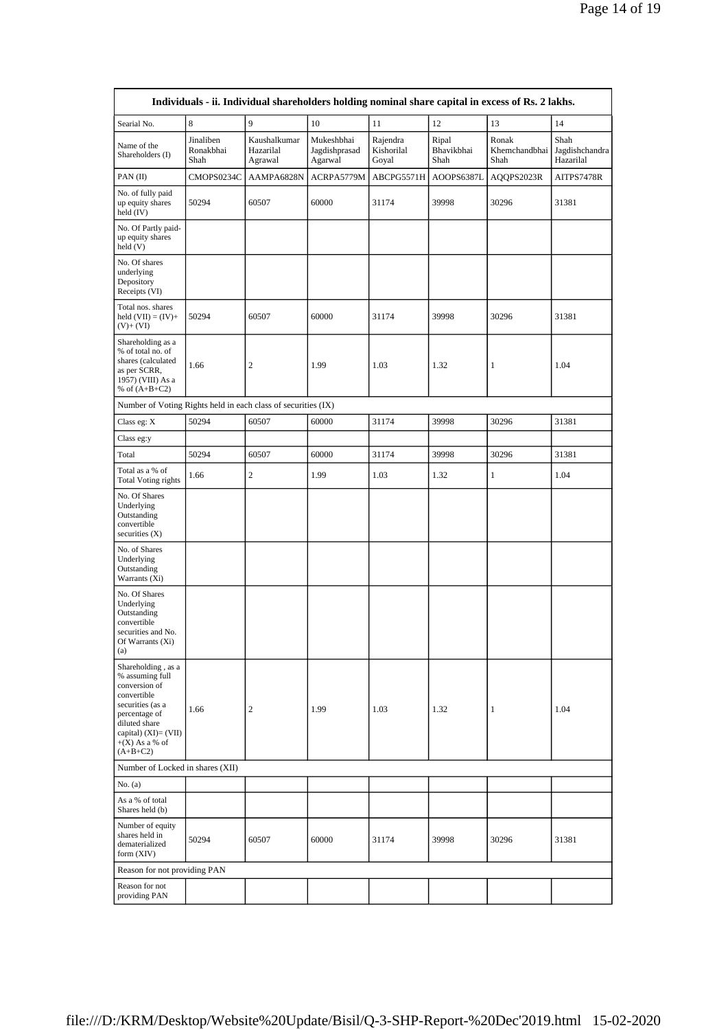| Individuals - ii. Individual shareholders holding nominal share capital in excess of Rs. 2 lakhs. | | | | | | | |
|---|---|---|---|---|---|---|---|
| Searial No. | 8 | 9 | 10 | 11 | 12 | 13 | 14 |
| Name of the Shareholders (I) | Jinaliben Ronakbhai Shah | Kaushalkumar Hazarilal Agrawal | Mukeshbhai Jagdishprasad Agarwal | Rajendra Kishorilal Goyal | Ripal Bhavikbhai Shah | Ronak Khemchandbhai Shah | Shah Jagdishchandra Hazarilal |
| PAN (II) | CMOPS0234C | AAMPA6828N | ACRPA5779M | ABCPG5571H | AOOPS6387L | AQQPS2023R | AITPS7478R |
| No. of fully paid up equity shares held (IV) | 50294 | 60507 | 60000 | 31174 | 39998 | 30296 | 31381 |
| No. Of Partly paid-up equity shares held (V) | | | | | | | |
| No. Of shares underlying Depository Receipts (VI) | | | | | | | |
| Total nos. shares held (VII) = (IV)+(V)+ (VI) | 50294 | 60507 | 60000 | 31174 | 39998 | 30296 | 31381 |
| Shareholding as a % of total no. of shares (calculated as per SCRR, 1957) (VIII) As a % of (A+B+C2) | 1.66 | 2 | 1.99 | 1.03 | 1.32 | 1 | 1.04 |
| Number of Voting Rights held in each class of securities (IX) | | | | | | | |
| Class eg: X | 50294 | 60507 | 60000 | 31174 | 39998 | 30296 | 31381 |
| Class eg:y | | | | | | | |
| Total | 50294 | 60507 | 60000 | 31174 | 39998 | 30296 | 31381 |
| Total as a % of Total Voting rights | 1.66 | 2 | 1.99 | 1.03 | 1.32 | 1 | 1.04 |
| No. Of Shares Underlying Outstanding convertible securities (X) | | | | | | | |
| No. of Shares Underlying Outstanding Warrants (Xi) | | | | | | | |
| No. Of Shares Underlying Outstanding convertible securities and No. Of Warrants (Xi) (a) | | | | | | | |
| Shareholding , as a % assuming full conversion of convertible securities (as a percentage of diluted share capital) (XI)= (VII)+(X) As a % of (A+B+C2) | 1.66 | 2 | 1.99 | 1.03 | 1.32 | 1 | 1.04 |
| Number of Locked in shares (XII) | | | | | | | |
| No. (a) | | | | | | | |
| As a % of total Shares held (b) | | | | | | | |
| Number of equity shares held in dematerialized form (XIV) | 50294 | 60507 | 60000 | 31174 | 39998 | 30296 | 31381 |
| Reason for not providing PAN | | | | | | | |
| Reason for not providing PAN | | | | | | | |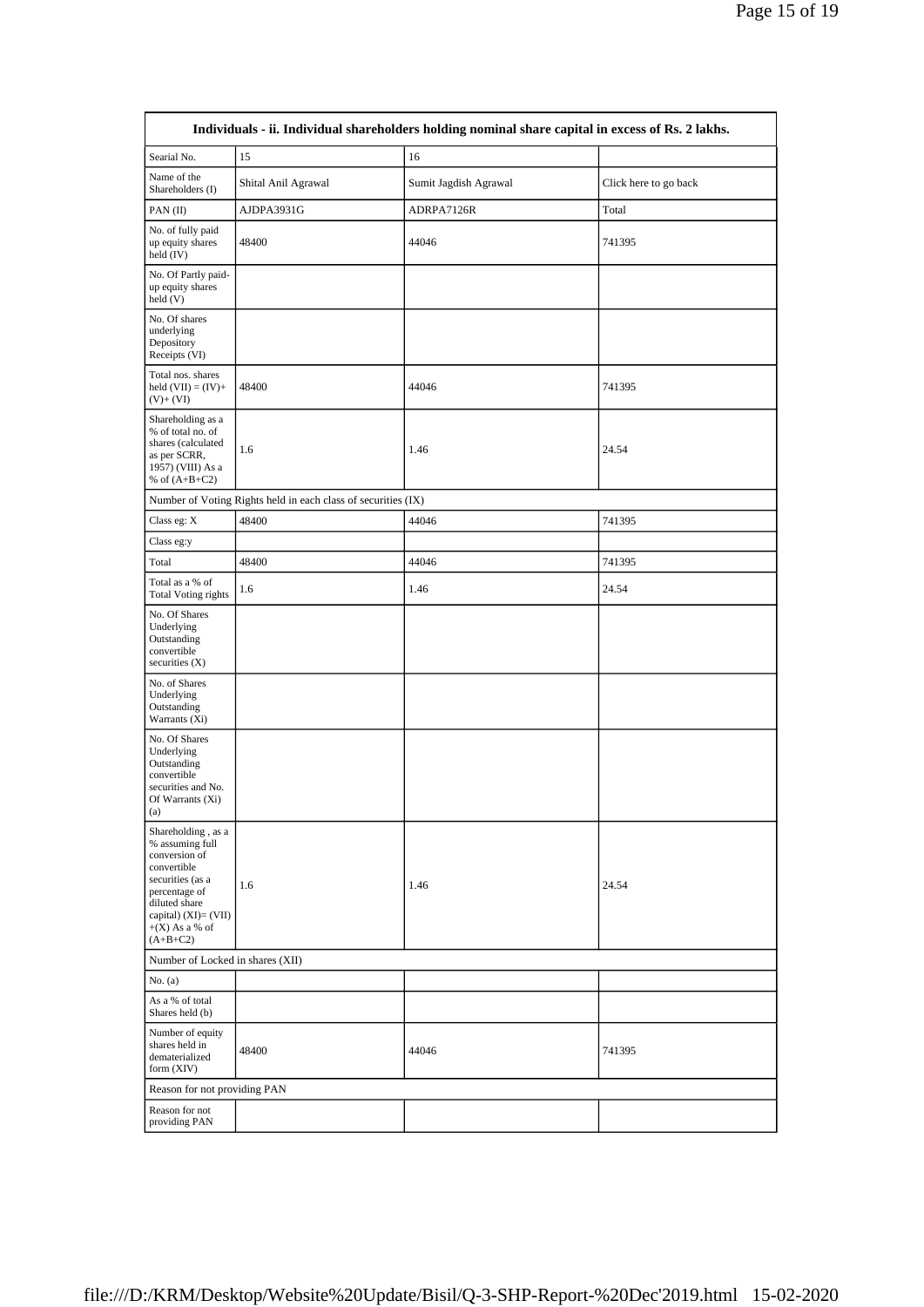| Individuals - ii. Individual shareholders holding nominal share capital in excess of Rs. 2 lakhs. | | | |
|---|---|---|---|
| Searial No. | 15 | 16 | |
| Name of the Shareholders (I) | Shital Anil Agrawal | Sumit Jagdish Agrawal | Click here to go back |
| PAN (II) | AJDPA3931G | ADRPA7126R | Total |
| No. of fully paid up equity shares held (IV) | 48400 | 44046 | 741395 |
| No. Of Partly paid-up equity shares held (V) | | | |
| No. Of shares underlying Depository Receipts (VI) | | | |
| Total nos. shares held (VII) = (IV)+(V)+ (VI) | 48400 | 44046 | 741395 |
| Shareholding as a % of total no. of shares (calculated as per SCRR, 1957) (VIII) As a % of (A+B+C2) | 1.6 | 1.46 | 24.54 |
| Number of Voting Rights held in each class of securities (IX) | | | |
| Class eg: X | 48400 | 44046 | 741395 |
| Class eg:y | | | |
| Total | 48400 | 44046 | 741395 |
| Total as a % of Total Voting rights | 1.6 | 1.46 | 24.54 |
| No. Of Shares Underlying Outstanding convertible securities (X) | | | |
| No. of Shares Underlying Outstanding Warrants (Xi) | | | |
| No. Of Shares Underlying Outstanding convertible securities and No. Of Warrants (Xi) (a) | | | |
| Shareholding , as a % assuming full conversion of convertible securities (as a percentage of diluted share capital) (XI)= (VII)+(X) As a % of (A+B+C2) | 1.6 | 1.46 | 24.54 |
| Number of Locked in shares (XII) | | | |
| No. (a) | | | |
| As a % of total Shares held (b) | | | |
| Number of equity shares held in dematerialized form (XIV) | 48400 | 44046 | 741395 |
| Reason for not providing PAN | | | |
| Reason for not providing PAN | | | |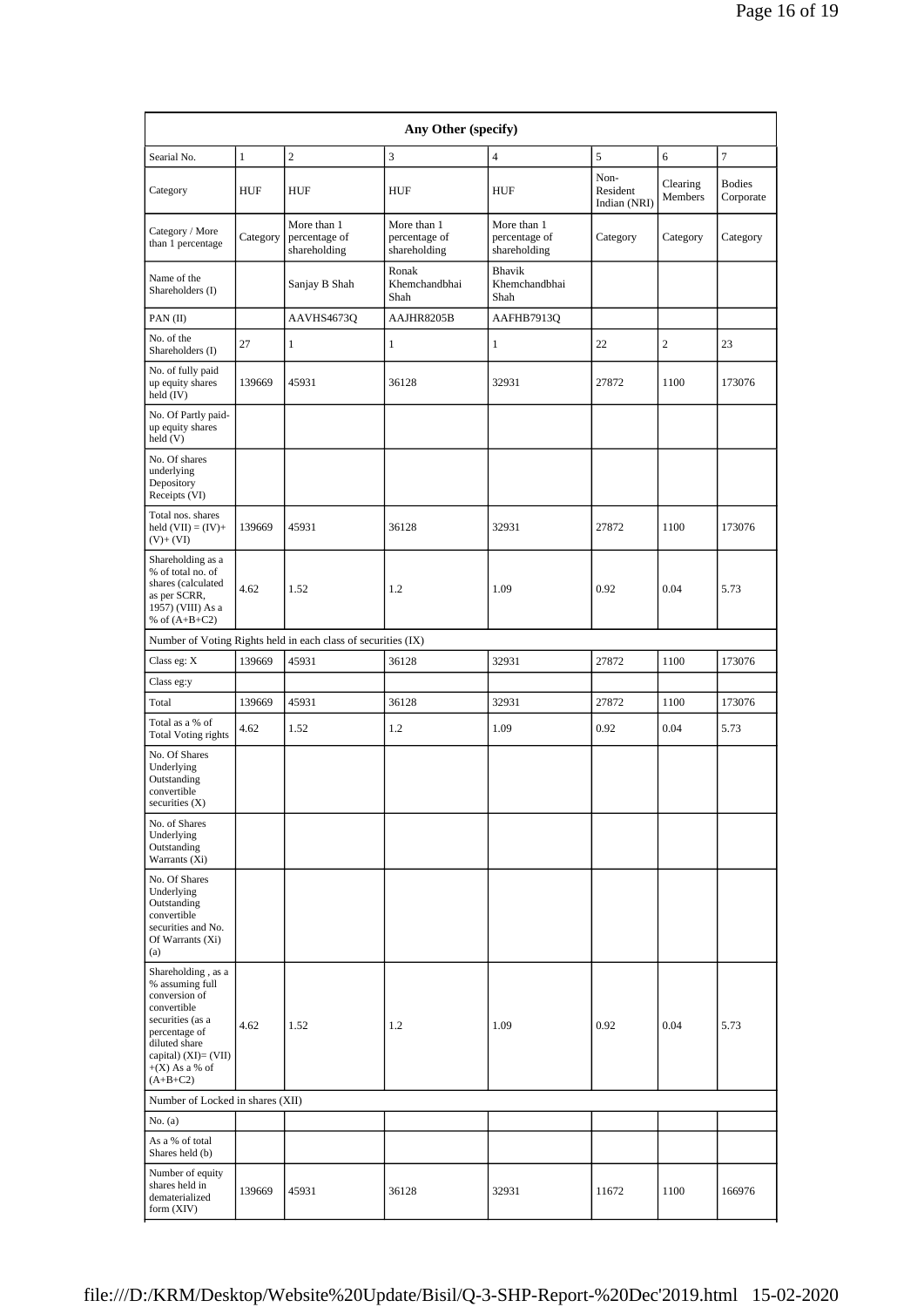| Any Other (specify) | | | | | | | |
|---|---|---|---|---|---|---|---|
| Searial No. | 1 | 2 | 3 | 4 | 5 | 6 | 7 |
| Category | HUF | HUF | HUF | HUF | Non-Resident Indian (NRI) | Clearing Members | Bodies Corporate |
| Category / More than 1 percentage | Category | More than 1 percentage of shareholding | More than 1 percentage of shareholding | More than 1 percentage of shareholding | Category | Category | Category |
| Name of the Shareholders (I) | | Sanjay B Shah | Ronak Khemchandbhai Shah | Bhavik Khemchandbhai Shah | | | |
| PAN (II) | | AAVHS4673Q | AAJHR8205B | AAFHB7913Q | | | |
| No. of the Shareholders (I) | 27 | 1 | 1 | 1 | 22 | 2 | 23 |
| No. of fully paid up equity shares held (IV) | 139669 | 45931 | 36128 | 32931 | 27872 | 1100 | 173076 |
| No. Of Partly paid-up equity shares held (V) | | | | | | | |
| No. Of shares underlying Depository Receipts (VI) | | | | | | | |
| Total nos. shares held (VII) = (IV)+(V)+ (VI) | 139669 | 45931 | 36128 | 32931 | 27872 | 1100 | 173076 |
| Shareholding as a % of total no. of shares (calculated as per SCRR, 1957) (VIII) As a % of (A+B+C2) | 4.62 | 1.52 | 1.2 | 1.09 | 0.92 | 0.04 | 5.73 |
| Number of Voting Rights held in each class of securities (IX) | | | | | | | |
| Class eg: X | 139669 | 45931 | 36128 | 32931 | 27872 | 1100 | 173076 |
| Class eg:y | | | | | | | |
| Total | 139669 | 45931 | 36128 | 32931 | 27872 | 1100 | 173076 |
| Total as a % of Total Voting rights | 4.62 | 1.52 | 1.2 | 1.09 | 0.92 | 0.04 | 5.73 |
| No. Of Shares Underlying Outstanding convertible securities (X) | | | | | | | |
| No. of Shares Underlying Outstanding Warrants (Xi) | | | | | | | |
| No. Of Shares Underlying Outstanding convertible securities and No. Of Warrants (Xi) (a) | | | | | | | |
| Shareholding , as a % assuming full conversion of convertible securities (as a percentage of diluted share capital) (XI)= (VII)+(X) As a % of (A+B+C2) | 4.62 | 1.52 | 1.2 | 1.09 | 0.92 | 0.04 | 5.73 |
| Number of Locked in shares (XII) | | | | | | | |
| No. (a) | | | | | | | |
| As a % of total Shares held (b) | | | | | | | |
| Number of equity shares held in dematerialized form (XIV) | 139669 | 45931 | 36128 | 32931 | 11672 | 1100 | 166976 |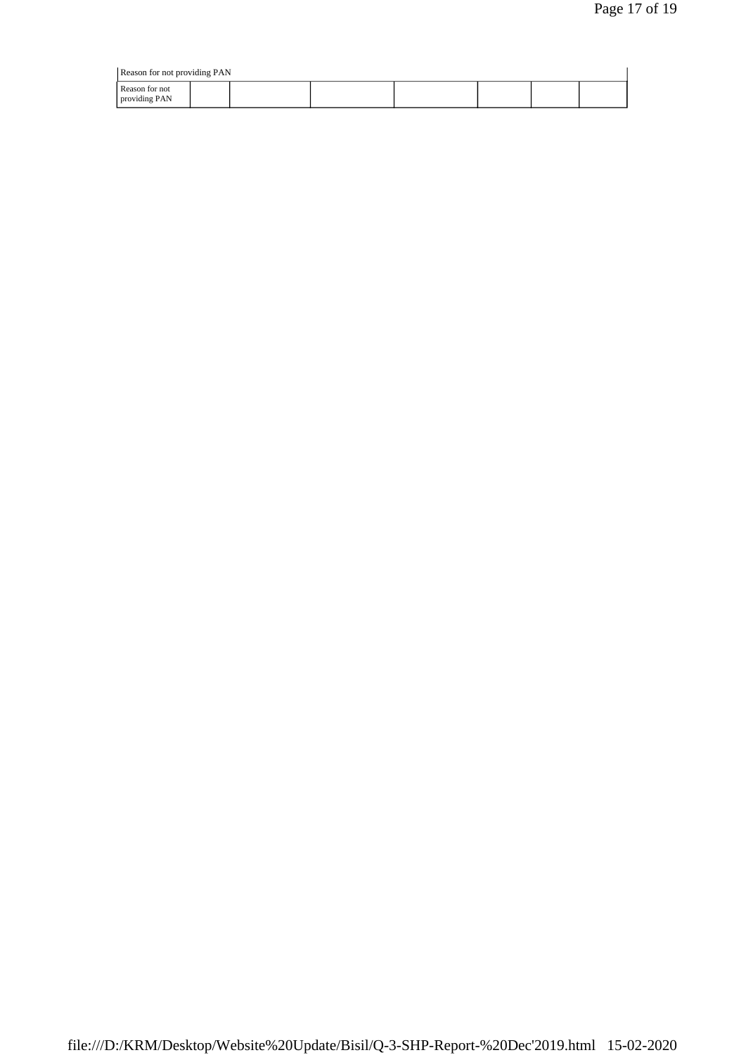| Reason for not providing PAN | | | | | | | |
|---|---|---|---|---|---|---|---|
| Reason for not providing PAN | | | | | | | |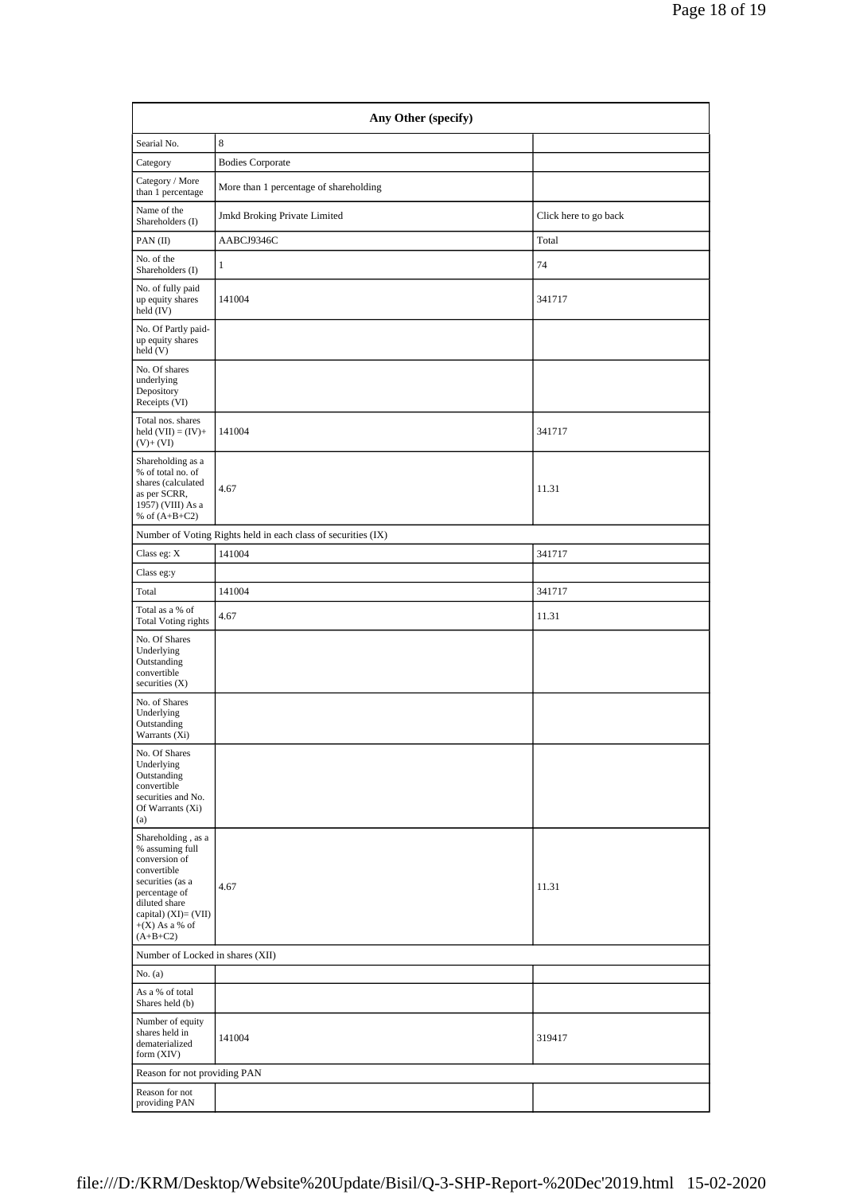| Any Other (specify) | | |
|---|---|---|
| Searial No. | 8 | |
| Category | Bodies Corporate | |
| Category / More than 1 percentage | More than 1 percentage of shareholding | |
| Name of the Shareholders (I) | Jmkd Broking Private Limited | Click here to go back |
| PAN (II) | AABCJ9346C | Total |
| No. of the Shareholders (I) | 1 | 74 |
| No. of fully paid up equity shares held (IV) | 141004 | 341717 |
| No. Of Partly paid-up equity shares held (V) | | |
| No. Of shares underlying Depository Receipts (VI) | | |
| Total nos. shares held (VII) = (IV)+ (V)+ (VI) | 141004 | 341717 |
| Shareholding as a % of total no. of shares (calculated as per SCRR, 1957) (VIII) As a % of (A+B+C2) | 4.67 | 11.31 |
| Number of Voting Rights held in each class of securities (IX) | | |
| Class eg: X | 141004 | 341717 |
| Class eg:y | | |
| Total | 141004 | 341717 |
| Total as a % of Total Voting rights | 4.67 | 11.31 |
| No. Of Shares Underlying Outstanding convertible securities (X) | | |
| No. of Shares Underlying Outstanding Warrants (Xi) | | |
| No. Of Shares Underlying Outstanding convertible securities and No. Of Warrants (Xi) (a) | | |
| Shareholding , as a % assuming full conversion of convertible securities (as a percentage of diluted share capital) (XI)= (VII) +(X) As a % of (A+B+C2) | 4.67 | 11.31 |
| Number of Locked in shares (XII) | | |
| No. (a) | | |
| As a % of total Shares held (b) | | |
| Number of equity shares held in dematerialized form (XIV) | 141004 | 319417 |
| Reason for not providing PAN | | |
| Reason for not providing PAN | | |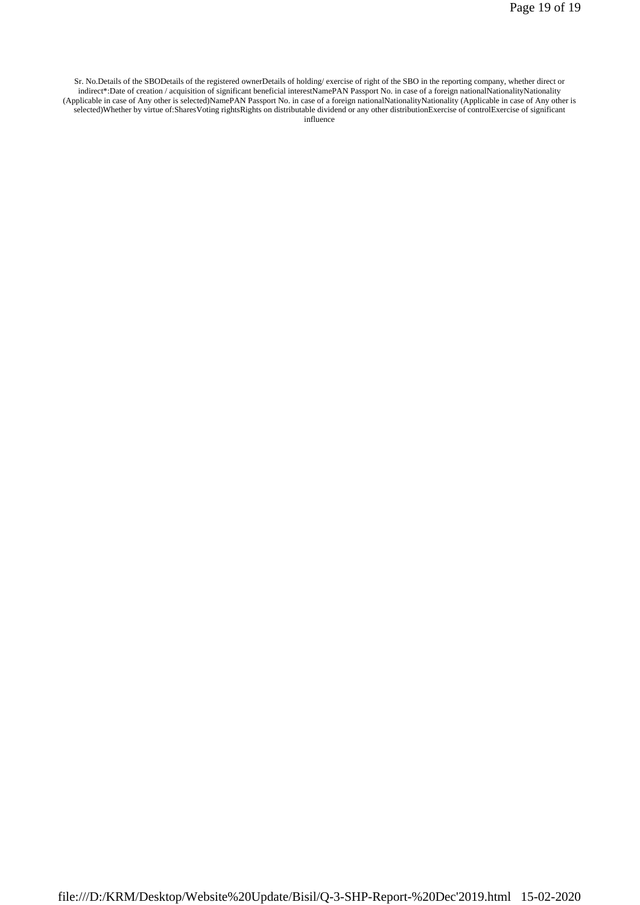Sr. No.Details of the SBODetails of the registered ownerDetails of holding/ exercise of right of the SBO in the reporting company, whether direct or indirect*:Date of creation / acquisition of significant beneficial interestNamePAN Passport No. in case of a foreign nationalNationalityNationality (Applicable in case of Any other is selected)NamePAN Passport No. in case of a foreign nationalNationalityNationality (Applicable in case of Any other is selected)Whether by virtue of:SharesVoting rightsRights on distributable dividend or any other distributionExercise of controlExercise of significant influence